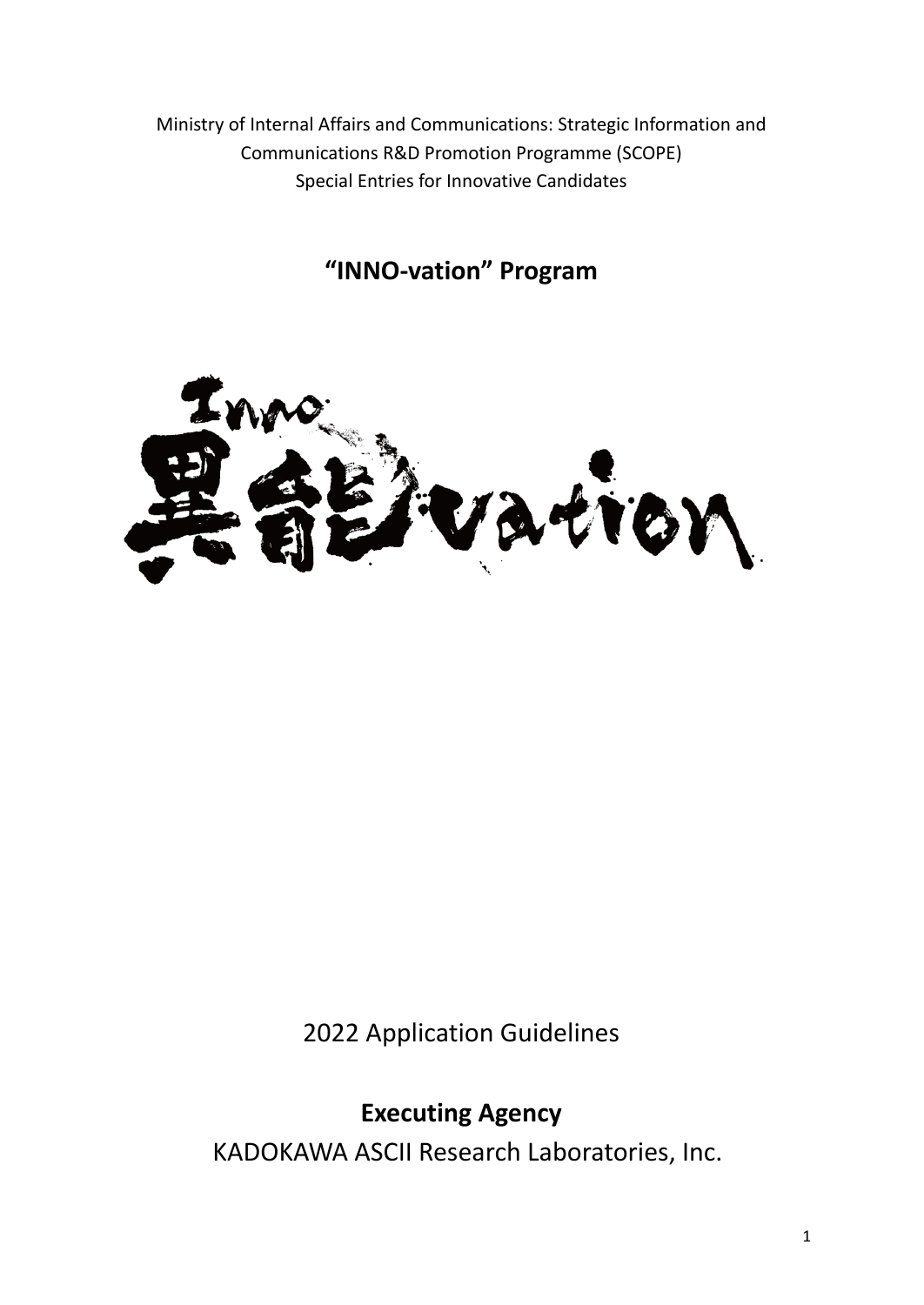Ministry of Internal Affairs and Communications: Strategic Information and Communications R&D Promotion Programme (SCOPE)
Special Entries for Innovative Candidates

# “INNO-vation” Program

Inno 異能vation

2022 Application Guidelines

**Executing Agency**

KADOKAWA ASCII Research Laboratories, Inc.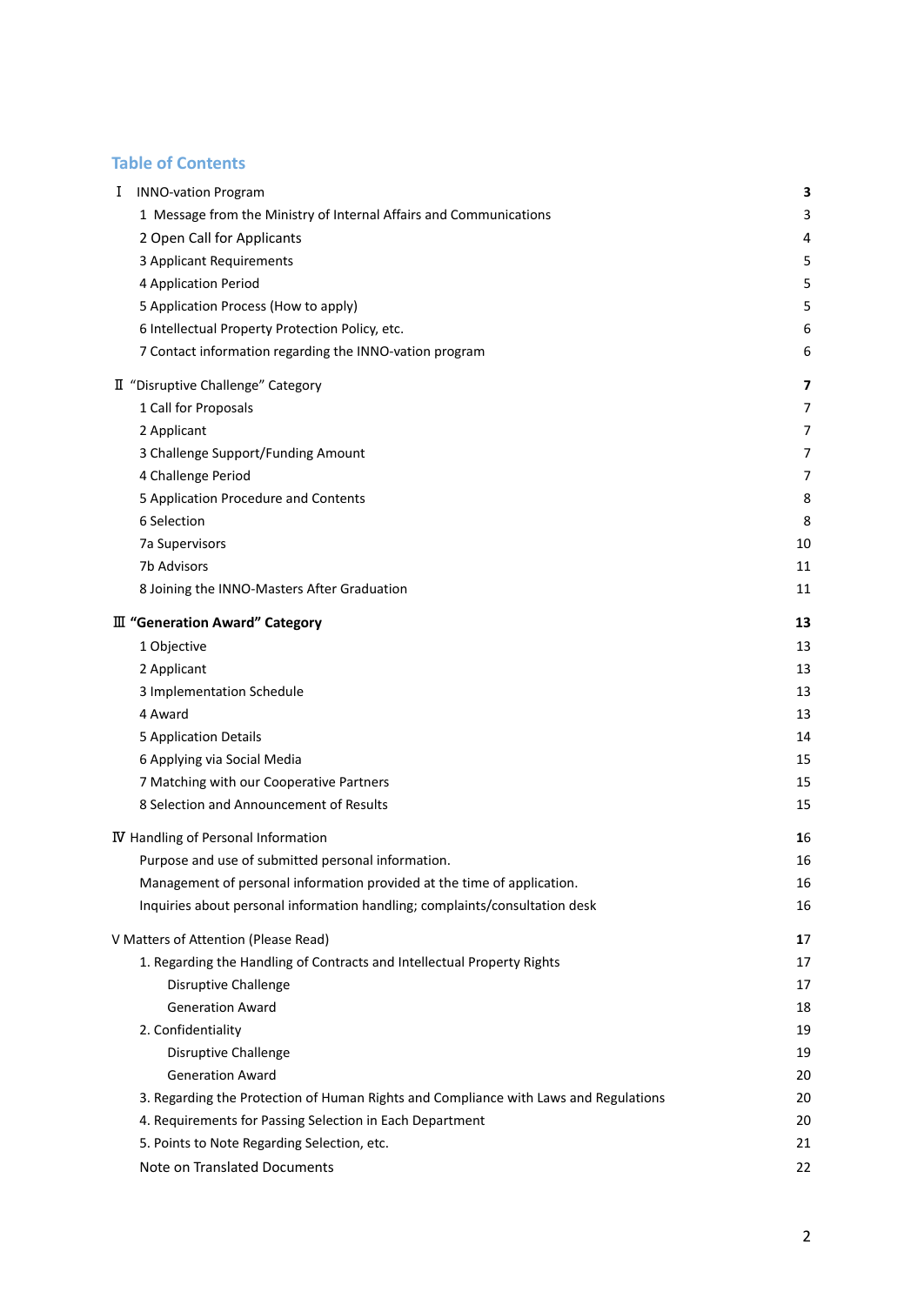## Table of Contents

| | |
|---|---|
| **Ⅰ INNO-vation Program** | **3** |
| 1 Message from the Ministry of Internal Affairs and Communications | 3 |
| 2 Open Call for Applicants | 4 |
| 3 Applicant Requirements | 5 |
| 4 Application Period | 5 |
| 5 Application Process (How to apply) | 5 |
| 6 Intellectual Property Protection Policy, etc. | 6 |
| 7 Contact information regarding the INNO-vation program | 6 |
| **Ⅱ "Disruptive Challenge" Category** | **7** |
| 1 Call for Proposals | 7 |
| 2 Applicant | 7 |
| 3 Challenge Support/Funding Amount | 7 |
| 4 Challenge Period | 7 |
| 5 Application Procedure and Contents | 8 |
| 6 Selection | 8 |
| 7a Supervisors | 10 |
| 7b Advisors | 11 |
| 8 Joining the INNO-Masters After Graduation | 11 |
| **Ⅲ "Generation Award" Category** | **13** |
| 1 Objective | 13 |
| 2 Applicant | 13 |
| 3 Implementation Schedule | 13 |
| 4 Award | 13 |
| 5 Application Details | 14 |
| 6 Applying via Social Media | 15 |
| 7 Matching with our Cooperative Partners | 15 |
| 8 Selection and Announcement of Results | 15 |
| **Ⅳ Handling of Personal Information** | **16** |
| Purpose and use of submitted personal information. | 16 |
| Management of personal information provided at the time of application. | 16 |
| Inquiries about personal information handling; complaints/consultation desk | 16 |
| **V Matters of Attention (Please Read)** | **17** |
| 1. Regarding the Handling of Contracts and Intellectual Property Rights | 17 |
| Disruptive Challenge | 17 |
| Generation Award | 18 |
| 2. Confidentiality | 19 |
| Disruptive Challenge | 19 |
| Generation Award | 20 |
| 3. Regarding the Protection of Human Rights and Compliance with Laws and Regulations | 20 |
| 4. Requirements for Passing Selection in Each Department | 20 |
| 5. Points to Note Regarding Selection, etc. | 21 |
| Note on Translated Documents | 22 |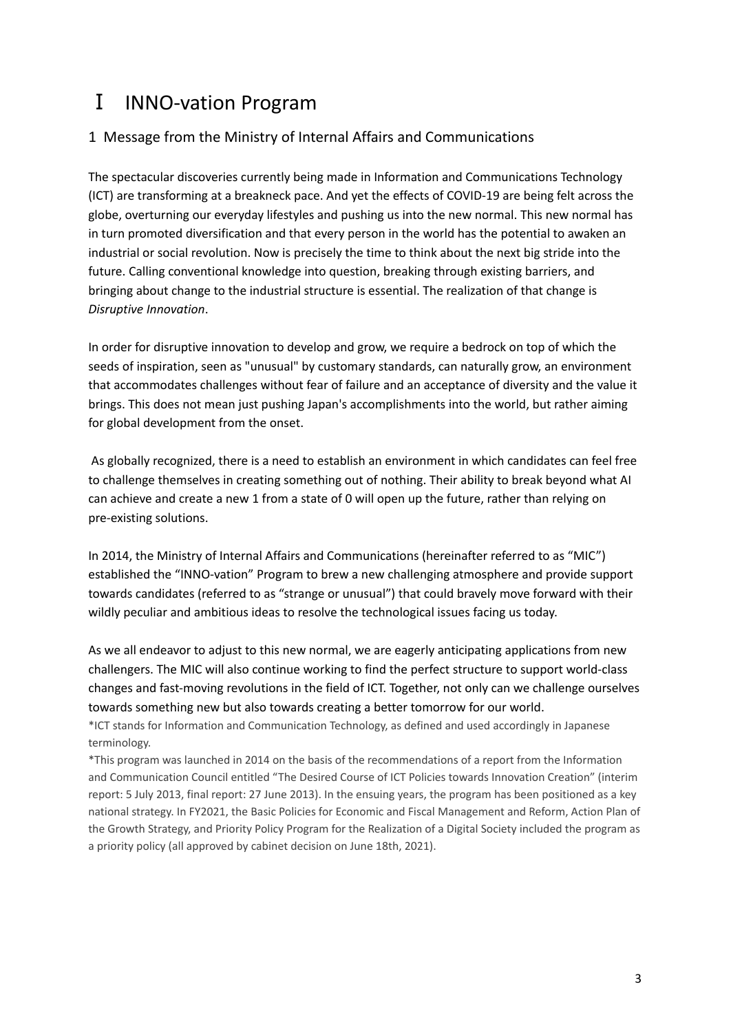# Ⅰ INNO-vation Program

## 1 Message from the Ministry of Internal Affairs and Communications

The spectacular discoveries currently being made in Information and Communications Technology (ICT) are transforming at a breakneck pace. And yet the effects of COVID-19 are being felt across the globe, overturning our everyday lifestyles and pushing us into the new normal. This new normal has in turn promoted diversification and that every person in the world has the potential to awaken an industrial or social revolution. Now is precisely the time to think about the next big stride into the future. Calling conventional knowledge into question, breaking through existing barriers, and bringing about change to the industrial structure is essential. The realization of that change is *Disruptive Innovation*.

In order for disruptive innovation to develop and grow, we require a bedrock on top of which the seeds of inspiration, seen as "unusual" by customary standards, can naturally grow, an environment that accommodates challenges without fear of failure and an acceptance of diversity and the value it brings. This does not mean just pushing Japan's accomplishments into the world, but rather aiming for global development from the onset.

As globally recognized, there is a need to establish an environment in which candidates can feel free to challenge themselves in creating something out of nothing. Their ability to break beyond what AI can achieve and create a new 1 from a state of 0 will open up the future, rather than relying on pre-existing solutions.

In 2014, the Ministry of Internal Affairs and Communications (hereinafter referred to as “MIC”) established the “INNO-vation” Program to brew a new challenging atmosphere and provide support towards candidates (referred to as “strange or unusual”) that could bravely move forward with their wildly peculiar and ambitious ideas to resolve the technological issues facing us today.

As we all endeavor to adjust to this new normal, we are eagerly anticipating applications from new challengers. The MIC will also continue working to find the perfect structure to support world-class changes and fast-moving revolutions in the field of ICT. Together, not only can we challenge ourselves towards something new but also towards creating a better tomorrow for our world.

*ICT stands for Information and Communication Technology, as defined and used accordingly in Japanese terminology.

*This program was launched in 2014 on the basis of the recommendations of a report from the Information and Communication Council entitled “The Desired Course of ICT Policies towards Innovation Creation” (interim report: 5 July 2013, final report: 27 June 2013). In the ensuing years, the program has been positioned as a key national strategy. In FY2021, the Basic Policies for Economic and Fiscal Management and Reform, Action Plan of the Growth Strategy, and Priority Policy Program for the Realization of a Digital Society included the program as a priority policy (all approved by cabinet decision on June 18th, 2021).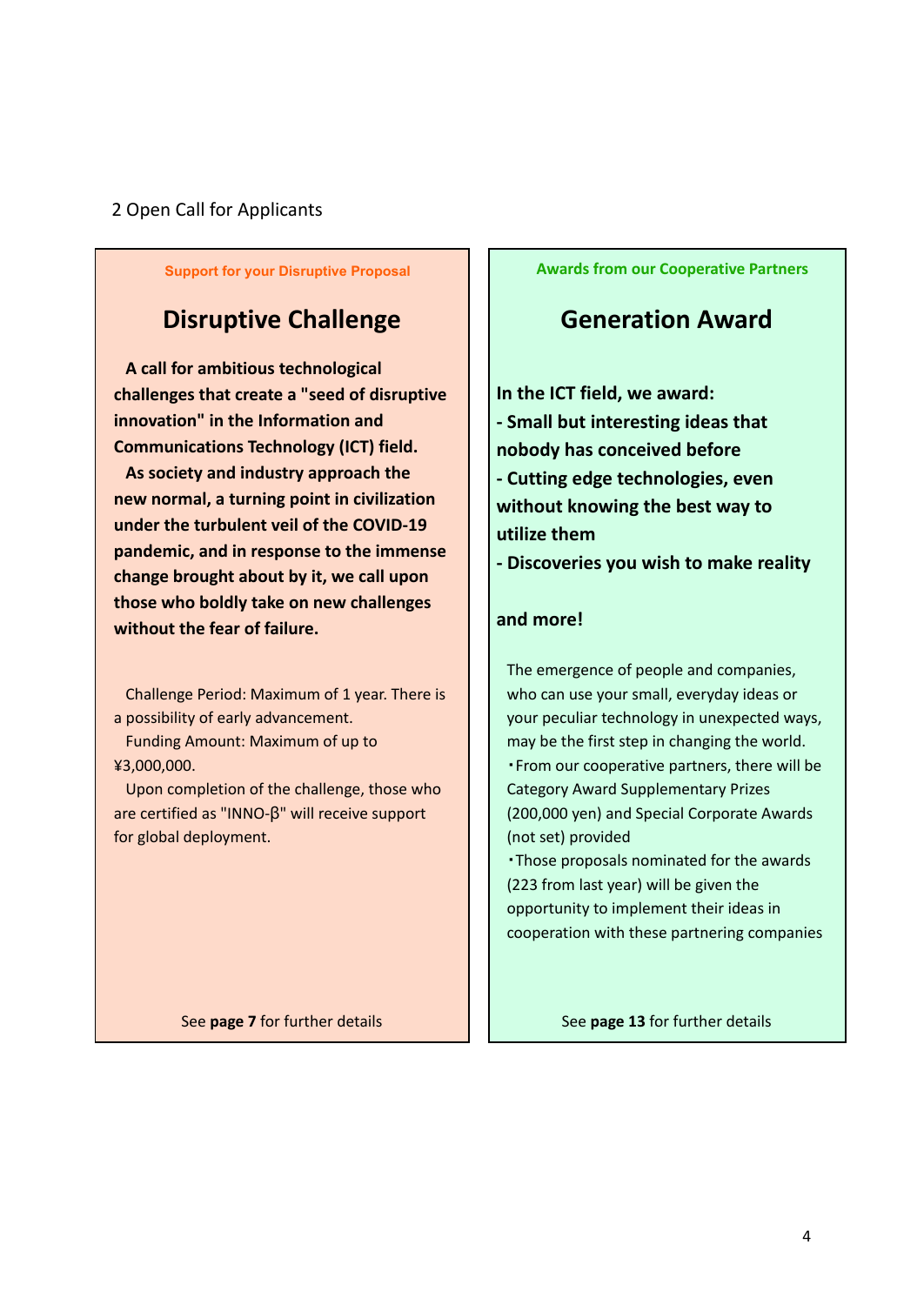## 2 Open Call for Applicants

Support for your Disruptive Proposal

### Disruptive Challenge

**A call for ambitious technological challenges that create a "seed of disruptive innovation" in the Information and Communications Technology (ICT) field.**

**As society and industry approach the new normal, a turning point in civilization under the turbulent veil of the COVID-19 pandemic, and in response to the immense change brought about by it, we call upon those who boldly take on new challenges without the fear of failure.**

Challenge Period: Maximum of 1 year. There is a possibility of early advancement.

Funding Amount: Maximum of up to ¥3,000,000.

Upon completion of the challenge, those who are certified as "INNO-β" will receive support for global deployment.

See **page 7** for further details

Awards from our Cooperative Partners

### Generation Award

**In the ICT field, we award:**

**- Small but interesting ideas that nobody has conceived before**

**- Cutting edge technologies, even without knowing the best way to utilize them**

**- Discoveries you wish to make reality**

**and more!**

The emergence of people and companies, who can use your small, everyday ideas or your peculiar technology in unexpected ways, may be the first step in changing the world.

・From our cooperative partners, there will be Category Award Supplementary Prizes (200,000 yen) and Special Corporate Awards (not set) provided

・Those proposals nominated for the awards (223 from last year) will be given the opportunity to implement their ideas in cooperation with these partnering companies

See **page 13** for further details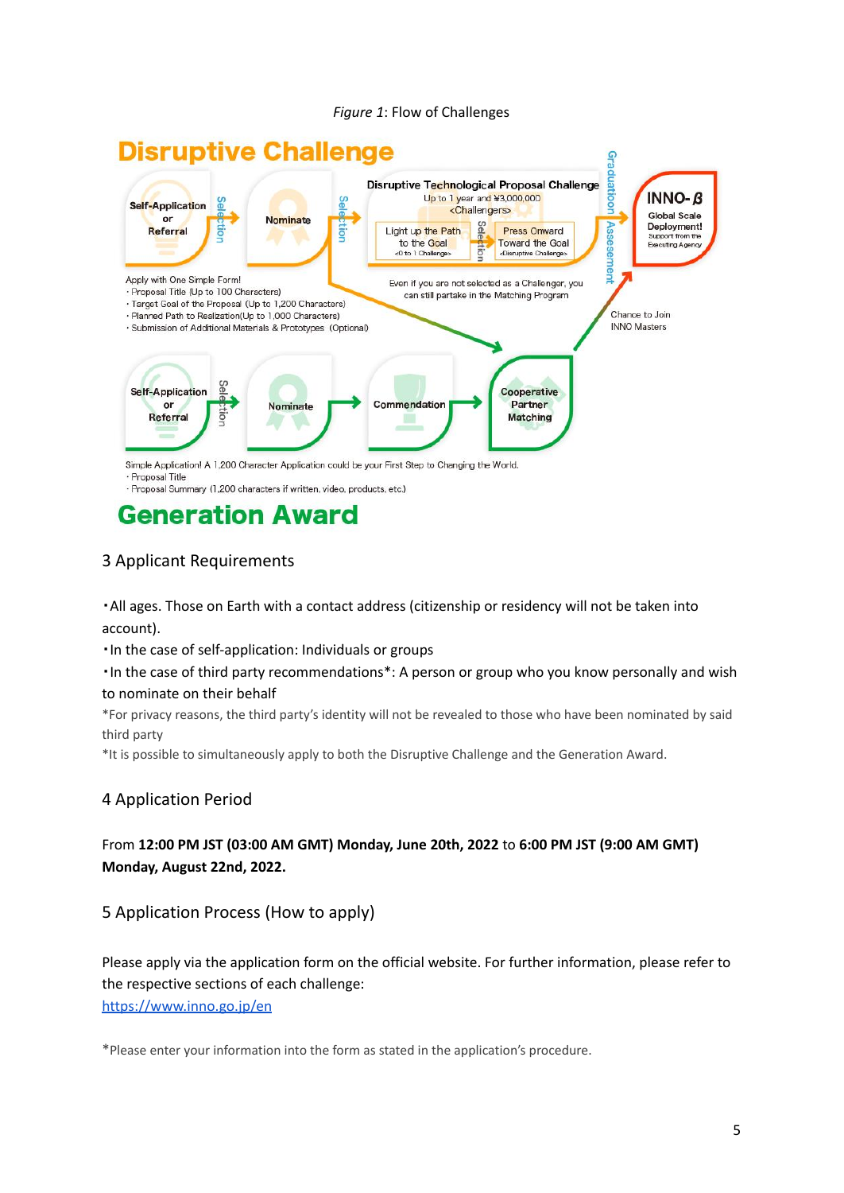*Figure 1*: Flow of Challenges

Disruptive Challenge

Self-Application or Referral

Selection

Nominate

Selection

Disruptive Technological Proposal Challenge
Up to 1 year and ¥3,000,000
<Challengers>

Light up the Path to the Goal
<0 to 1 Challenge>

Selection

Press Onward Toward the Goal
<Disruptive Challenge>

Graduation Assessment

INNO-β
Global Scale Deployment!
Support from the Executing Agency

Apply with One Simple Form!
· Proposal Title (Up to 100 Characters)
· Target Goal of the Proposal (Up to 1,200 Characters)
· Planned Path to Realization(Up to 1,000 Characters)
· Submission of Additional Materials & Prototypes (Optional)

Even if you are not selected as a Challenger, you can still partake in the Matching Program

Chance to Join INNO Masters

Self-Application or Referral

Selection

Nominate

Commendation

Cooperative Partner Matching

Simple Application! A 1,200 Character Application could be your First Step to Changing the World.
· Proposal Title
· Proposal Summary (1,200 characters if written, video, products, etc.)

Generation Award

## 3 Applicant Requirements

・All ages. Those on Earth with a contact address (citizenship or residency will not be taken into account).

・In the case of self-application: Individuals or groups

・In the case of third party recommendations*: A person or group who you know personally and wish to nominate on their behalf

*For privacy reasons, the third party's identity will not be revealed to those who have been nominated by said third party

*It is possible to simultaneously apply to both the Disruptive Challenge and the Generation Award.

## 4 Application Period

From **12:00 PM JST (03:00 AM GMT) Monday, June 20th, 2022** to **6:00 PM JST (9:00 AM GMT) Monday, August 22nd, 2022.**

## 5 Application Process (How to apply)

Please apply via the application form on the official website. For further information, please refer to the respective sections of each challenge:
https://www.inno.go.jp/en

*Please enter your information into the form as stated in the application's procedure.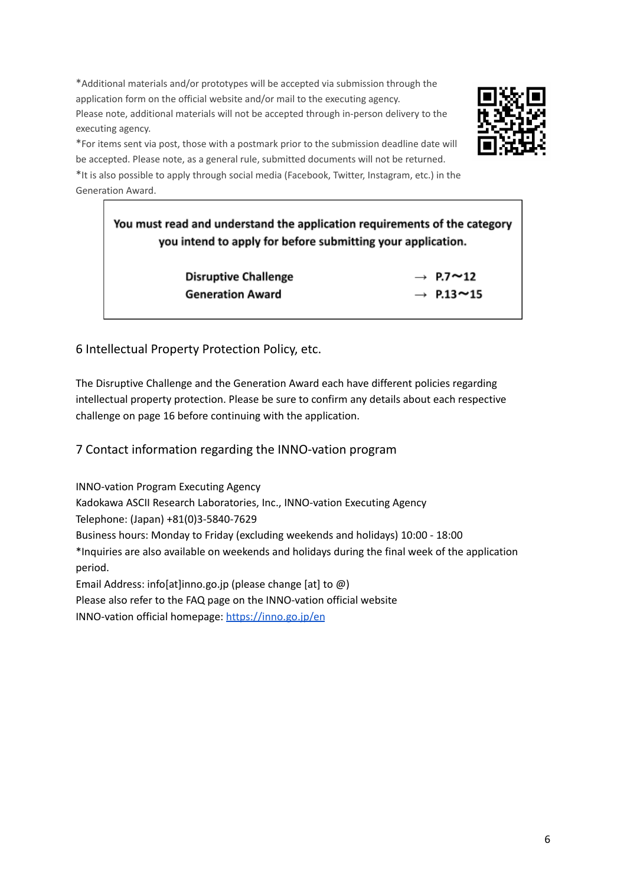*Additional materials and/or prototypes will be accepted via submission through the application form on the official website and/or mail to the executing agency.
Please note, additional materials will not be accepted through in-person delivery to the executing agency.
*For items sent via post, those with a postmark prior to the submission deadline date will be accepted. Please note, as a general rule, submitted documents will not be returned.
*It is also possible to apply through social media (Facebook, Twitter, Instagram, etc.) in the Generation Award.

> **You must read and understand the application requirements of the category you intend to apply for before submitting your application.**
>
> **Disruptive Challenge → P.7〜12**
> **Generation Award → P.13〜15**

## 6 Intellectual Property Protection Policy, etc.

The Disruptive Challenge and the Generation Award each have different policies regarding intellectual property protection. Please be sure to confirm any details about each respective challenge on page 16 before continuing with the application.

## 7 Contact information regarding the INNO-vation program

INNO-vation Program Executing Agency
Kadokawa ASCII Research Laboratories, Inc., INNO-vation Executing Agency
Telephone: (Japan) +81(0)3-5840-7629
Business hours: Monday to Friday (excluding weekends and holidays) 10:00 - 18:00
*Inquiries are also available on weekends and holidays during the final week of the application period.
Email Address: info[at]inno.go.jp (please change [at] to @)
Please also refer to the FAQ page on the INNO-vation official website
INNO-vation official homepage: [https://inno.go.jp/en](https://inno.go.jp/en)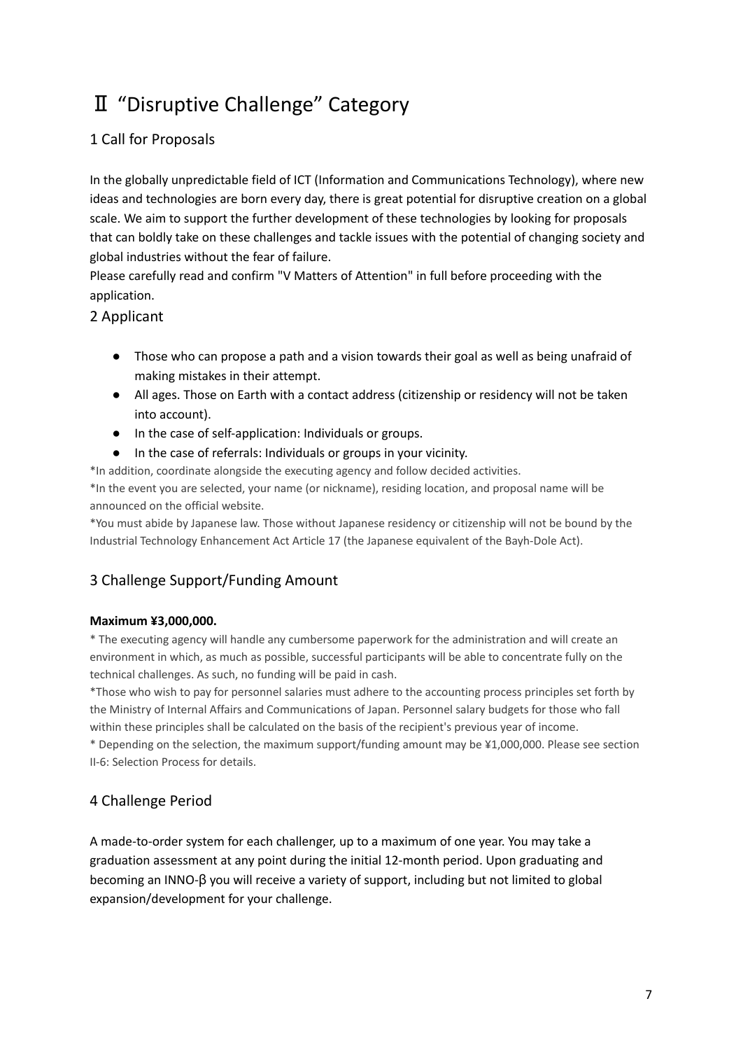# Ⅱ “Disruptive Challenge” Category

## 1 Call for Proposals

In the globally unpredictable field of ICT (Information and Communications Technology), where new ideas and technologies are born every day, there is great potential for disruptive creation on a global scale. We aim to support the further development of these technologies by looking for proposals that can boldly take on these challenges and tackle issues with the potential of changing society and global industries without the fear of failure.
Please carefully read and confirm "V Matters of Attention" in full before proceeding with the application.

## 2 Applicant

- Those who can propose a path and a vision towards their goal as well as being unafraid of making mistakes in their attempt.
- All ages. Those on Earth with a contact address (citizenship or residency will not be taken into account).
- In the case of self-application: Individuals or groups.
- In the case of referrals: Individuals or groups in your vicinity.

*In addition, coordinate alongside the executing agency and follow decided activities.
*In the event you are selected, your name (or nickname), residing location, and proposal name will be announced on the official website.
*You must abide by Japanese law. Those without Japanese residency or citizenship will not be bound by the Industrial Technology Enhancement Act Article 17 (the Japanese equivalent of the Bayh-Dole Act).

## 3 Challenge Support/Funding Amount

**Maximum ¥3,000,000.**

* The executing agency will handle any cumbersome paperwork for the administration and will create an environment in which, as much as possible, successful participants will be able to concentrate fully on the technical challenges. As such, no funding will be paid in cash.
*Those who wish to pay for personnel salaries must adhere to the accounting process principles set forth by the Ministry of Internal Affairs and Communications of Japan. Personnel salary budgets for those who fall within these principles shall be calculated on the basis of the recipient's previous year of income.
* Depending on the selection, the maximum support/funding amount may be ¥1,000,000. Please see section II-6: Selection Process for details.

## 4 Challenge Period

A made-to-order system for each challenger, up to a maximum of one year. You may take a graduation assessment at any point during the initial 12-month period. Upon graduating and becoming an INNO-β you will receive a variety of support, including but not limited to global expansion/development for your challenge.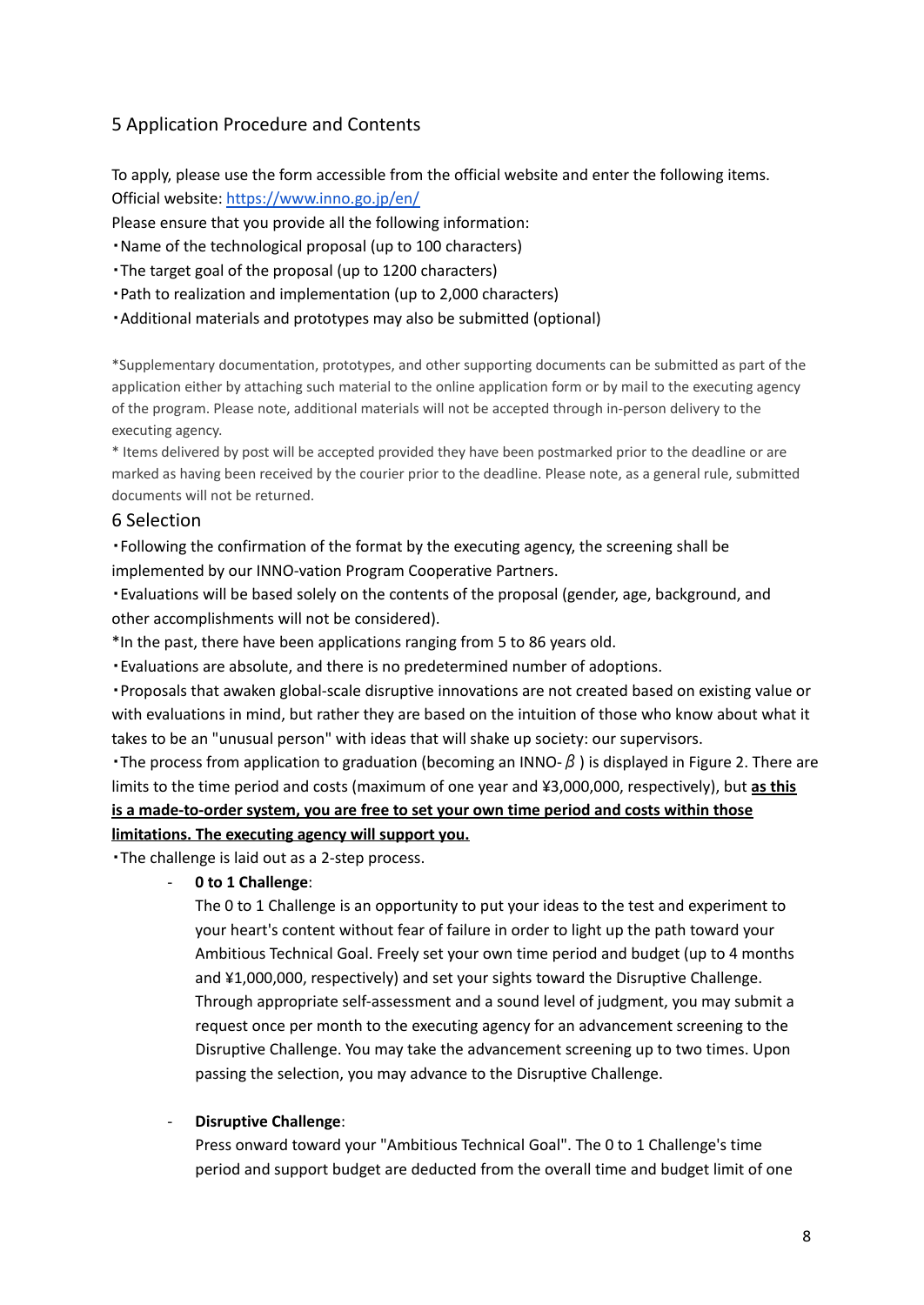## 5 Application Procedure and Contents

To apply, please use the form accessible from the official website and enter the following items.
Official website: [https://www.inno.go.jp/en/](https://www.inno.go.jp/en/)
Please ensure that you provide all the following information:

・Name of the technological proposal (up to 100 characters)
・The target goal of the proposal (up to 1200 characters)
・Path to realization and implementation (up to 2,000 characters)
・Additional materials and prototypes may also be submitted (optional)

*Supplementary documentation, prototypes, and other supporting documents can be submitted as part of the application either by attaching such material to the online application form or by mail to the executing agency of the program. Please note, additional materials will not be accepted through in-person delivery to the executing agency.

* Items delivered by post will be accepted provided they have been postmarked prior to the deadline or are marked as having been received by the courier prior to the deadline. Please note, as a general rule, submitted documents will not be returned.

## 6 Selection

・Following the confirmation of the format by the executing agency, the screening shall be implemented by our INNO-vation Program Cooperative Partners.

・Evaluations will be based solely on the contents of the proposal (gender, age, background, and other accomplishments will not be considered).

*In the past, there have been applications ranging from 5 to 86 years old.

・Evaluations are absolute, and there is no predetermined number of adoptions.

・Proposals that awaken global-scale disruptive innovations are not created based on existing value or with evaluations in mind, but rather they are based on the intuition of those who know about what it takes to be an "unusual person" with ideas that will shake up society: our supervisors.

・The process from application to graduation (becoming an INNO- $\beta$ ) is displayed in Figure 2. There are limits to the time period and costs (maximum of one year and ¥3,000,000, respectively), but **<u>as this is a made-to-order system, you are free to set your own time period and costs within those limitations. The executing agency will support you.</u>**

・The challenge is laid out as a 2-step process.

- **0 to 1 Challenge**:
  The 0 to 1 Challenge is an opportunity to put your ideas to the test and experiment to your heart's content without fear of failure in order to light up the path toward your Ambitious Technical Goal. Freely set your own time period and budget (up to 4 months and ¥1,000,000, respectively) and set your sights toward the Disruptive Challenge. Through appropriate self-assessment and a sound level of judgment, you may submit a request once per month to the executing agency for an advancement screening to the Disruptive Challenge. You may take the advancement screening up to two times. Upon passing the selection, you may advance to the Disruptive Challenge.

- **Disruptive Challenge**:
  Press onward toward your "Ambitious Technical Goal". The 0 to 1 Challenge's time period and support budget are deducted from the overall time and budget limit of one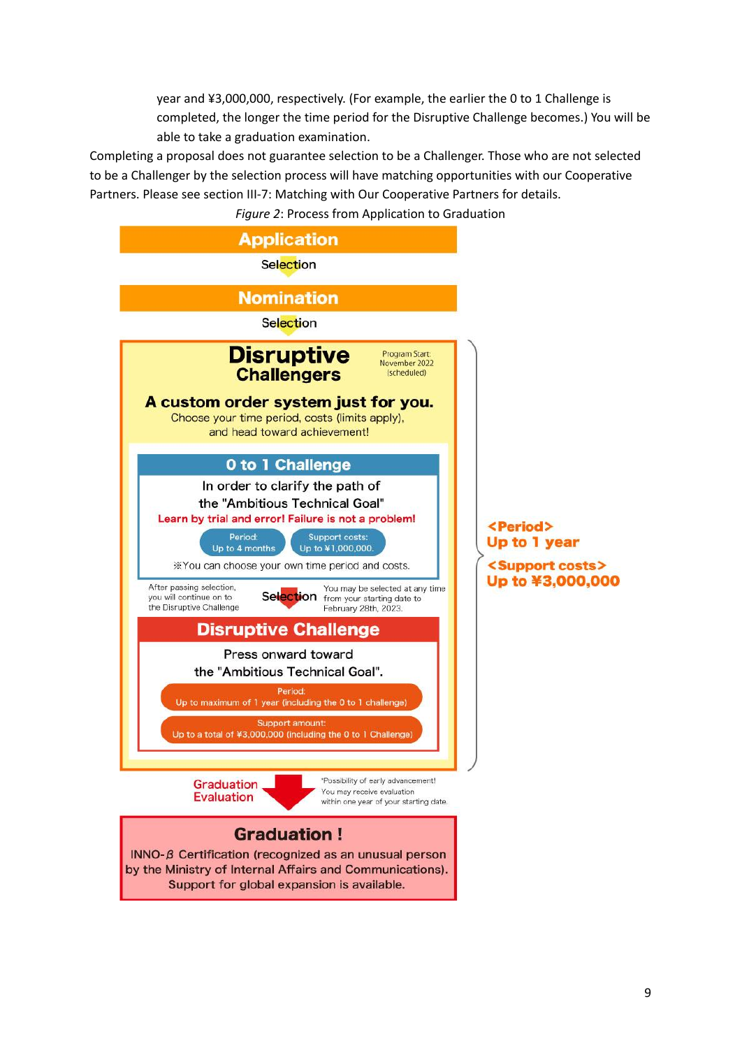year and ¥3,000,000, respectively. (For example, the earlier the 0 to 1 Challenge is completed, the longer the time period for the Disruptive Challenge becomes.) You will be able to take a graduation examination.

Completing a proposal does not guarantee selection to be a Challenger. Those who are not selected to be a Challenger by the selection process will have matching opportunities with our Cooperative Partners. Please see section III-7: Matching with Our Cooperative Partners for details.

*Figure 2*: Process from Application to Graduation

**Application**

Selection

**Nomination**

Selection

**Disruptive Challengers**

Program Start: November 2022 (scheduled)

**A custom order system just for you.**

Choose your time period, costs (limits apply), and head toward achievement!

**0 to 1 Challenge**

In order to clarify the path of the "Ambitious Technical Goal"

Learn by trial and error! Failure is not a problem!

Period: Up to 4 months

Support costs: Up to ¥1,000,000.

※You can choose your own time period and costs.

After passing selection, you will continue on to the Disruptive Challenge

Selection

You may be selected at any time from your starting date to February 28th, 2023.

**Disruptive Challenge**

Press onward toward the "Ambitious Technical Goal".

Period: Up to maximum of 1 year (including the 0 to 1 challenge)

Support amount: Up to a total of ¥3,000,000 (including the 0 to 1 Challenge)

**<Period>**
**Up to 1 year**

**<Support costs>**
**Up to ¥3,000,000**

Graduation Evaluation

*Possibility of early advancement! You may receive evaluation within one year of your starting date.

**Graduation !**

INNO-β Certification (recognized as an unusual person by the Ministry of Internal Affairs and Communications). Support for global expansion is available.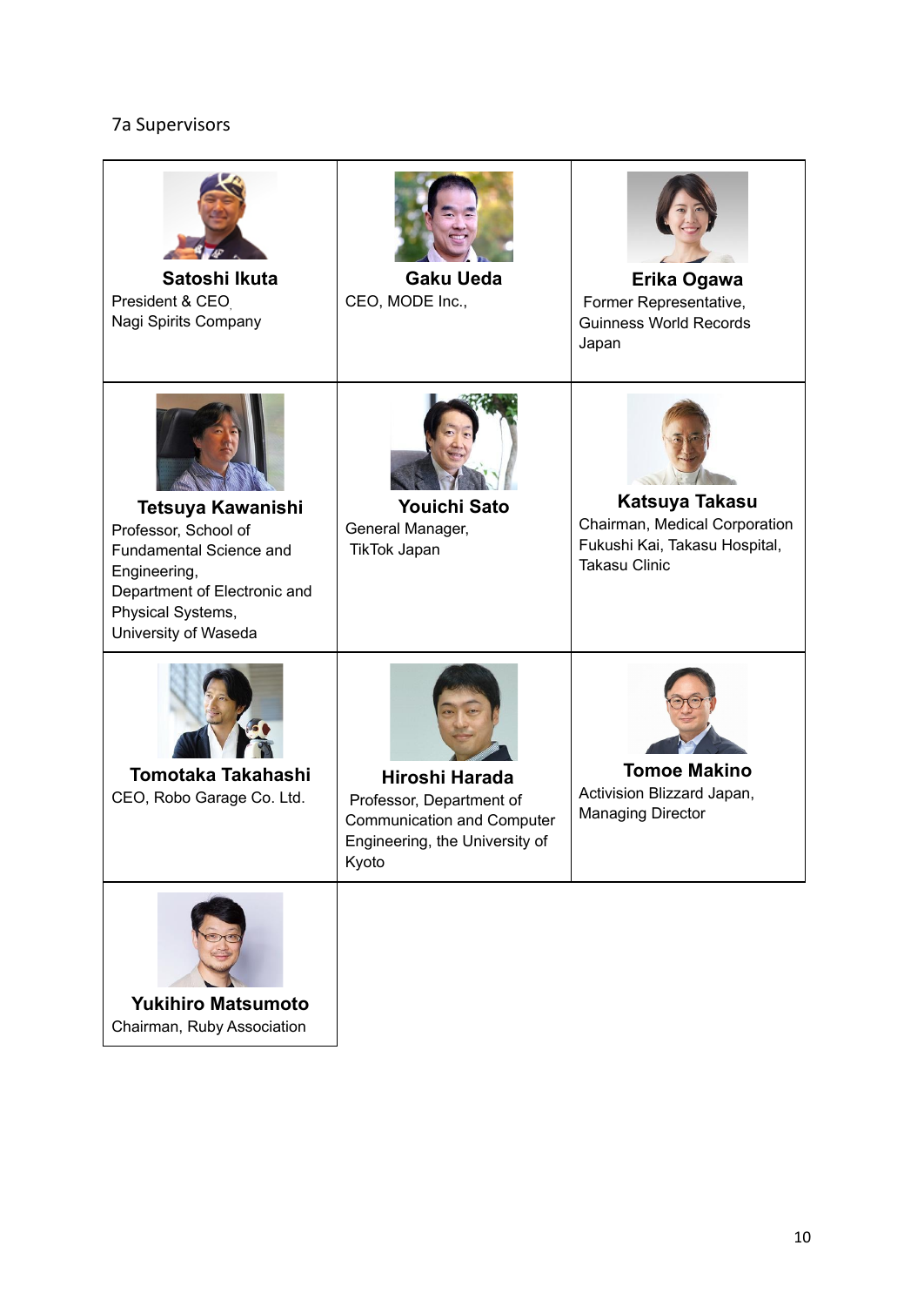## 7a Supervisors

| | | |
|---|---|---|
| **Satoshi Ikuta**<br>President & CEO<br>Nagi Spirits Company | **Gaku Ueda**<br>CEO, MODE Inc., | **Erika Ogawa**<br>Former Representative, Guinness World Records Japan |
| **Tetsuya Kawanishi**<br>Professor, School of Fundamental Science and Engineering,<br>Department of Electronic and Physical Systems,<br>University of Waseda | **Youichi Sato**<br>General Manager,<br>TikTok Japan | **Katsuya Takasu**<br>Chairman, Medical Corporation Fukushi Kai, Takasu Hospital, Takasu Clinic |
| **Tomotaka Takahashi**<br>CEO, Robo Garage Co. Ltd. | **Hiroshi Harada**<br>Professor, Department of Communication and Computer Engineering, the University of Kyoto | **Tomoe Makino**<br>Activision Blizzard Japan, Managing Director |
| **Yukihiro Matsumoto**<br>Chairman, Ruby Association | | |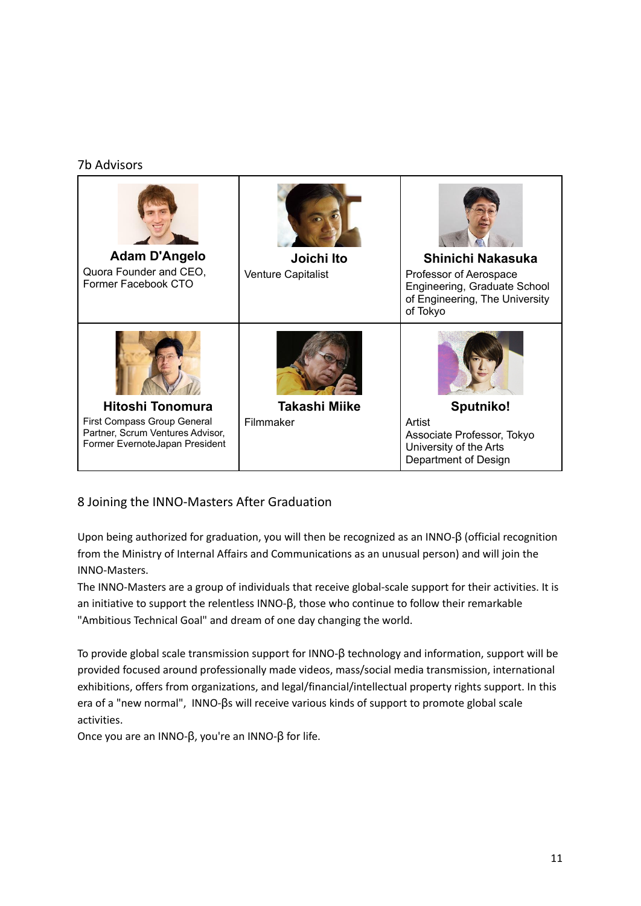## 7b Advisors

| | | |
|---|---|---|
| **Adam D'Angelo**<br>Quora Founder and CEO, Former Facebook CTO | **Joichi Ito**<br>Venture Capitalist | **Shinichi Nakasuka**<br>Professor of Aerospace Engineering, Graduate School of Engineering, The University of Tokyo |
| **Hitoshi Tonomura**<br>First Compass Group General Partner, Scrum Ventures Advisor, Former EvernoteJapan President | **Takashi Miike**<br>Filmmaker | **Sputniko!**<br>Artist<br>Associate Professor, Tokyo University of the Arts Department of Design |

## 8 Joining the INNO-Masters After Graduation

Upon being authorized for graduation, you will then be recognized as an INNO-β (official recognition from the Ministry of Internal Affairs and Communications as an unusual person) and will join the INNO-Masters.

The INNO-Masters are a group of individuals that receive global-scale support for their activities. It is an initiative to support the relentless INNO-β, those who continue to follow their remarkable "Ambitious Technical Goal" and dream of one day changing the world.

To provide global scale transmission support for INNO-β technology and information, support will be provided focused around professionally made videos, mass/social media transmission, international exhibitions, offers from organizations, and legal/financial/intellectual property rights support. In this era of a "new normal", INNO-βs will receive various kinds of support to promote global scale activities.

Once you are an INNO-β, you're an INNO-β for life.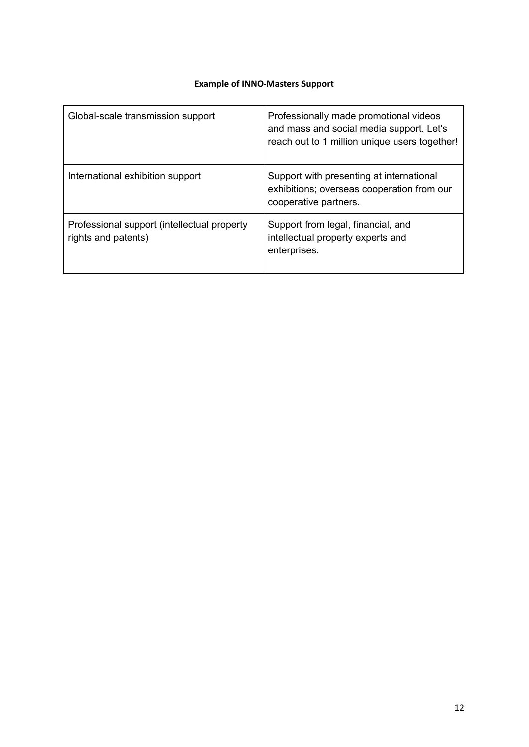**Example of INNO-Masters Support**

| | |
|---|---|
| Global-scale transmission support | Professionally made promotional videos and mass and social media support. Let's reach out to 1 million unique users together! |
| International exhibition support | Support with presenting at international exhibitions; overseas cooperation from our cooperative partners. |
| Professional support (intellectual property rights and patents) | Support from legal, financial, and intellectual property experts and enterprises. |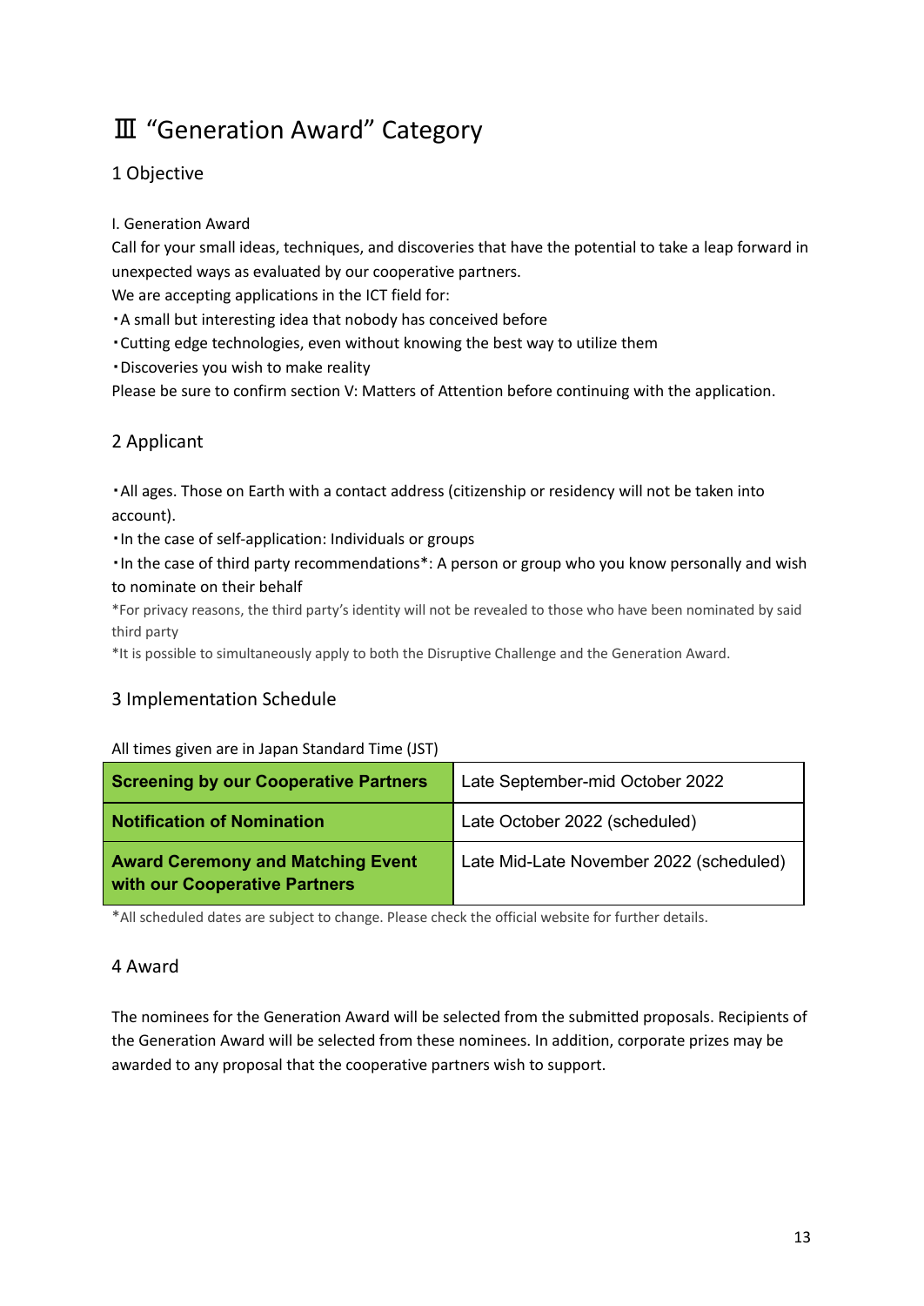# Ⅲ “Generation Award” Category

## 1 Objective

I. Generation Award

Call for your small ideas, techniques, and discoveries that have the potential to take a leap forward in unexpected ways as evaluated by our cooperative partners.

We are accepting applications in the ICT field for:

・A small but interesting idea that nobody has conceived before

・Cutting edge technologies, even without knowing the best way to utilize them

・Discoveries you wish to make reality

Please be sure to confirm section V: Matters of Attention before continuing with the application.

## 2 Applicant

・All ages. Those on Earth with a contact address (citizenship or residency will not be taken into account).

・In the case of self-application: Individuals or groups

・In the case of third party recommendations*: A person or group who you know personally and wish to nominate on their behalf

*For privacy reasons, the third party's identity will not be revealed to those who have been nominated by said third party

*It is possible to simultaneously apply to both the Disruptive Challenge and the Generation Award.

## 3 Implementation Schedule

All times given are in Japan Standard Time (JST)

| | |
|---|---|
| **Screening by our Cooperative Partners** | Late September-mid October 2022 |
| **Notification of Nomination** | Late October 2022 (scheduled) |
| **Award Ceremony and Matching Event with our Cooperative Partners** | Late Mid-Late November 2022 (scheduled) |

*All scheduled dates are subject to change. Please check the official website for further details.

## 4 Award

The nominees for the Generation Award will be selected from the submitted proposals. Recipients of the Generation Award will be selected from these nominees. In addition, corporate prizes may be awarded to any proposal that the cooperative partners wish to support.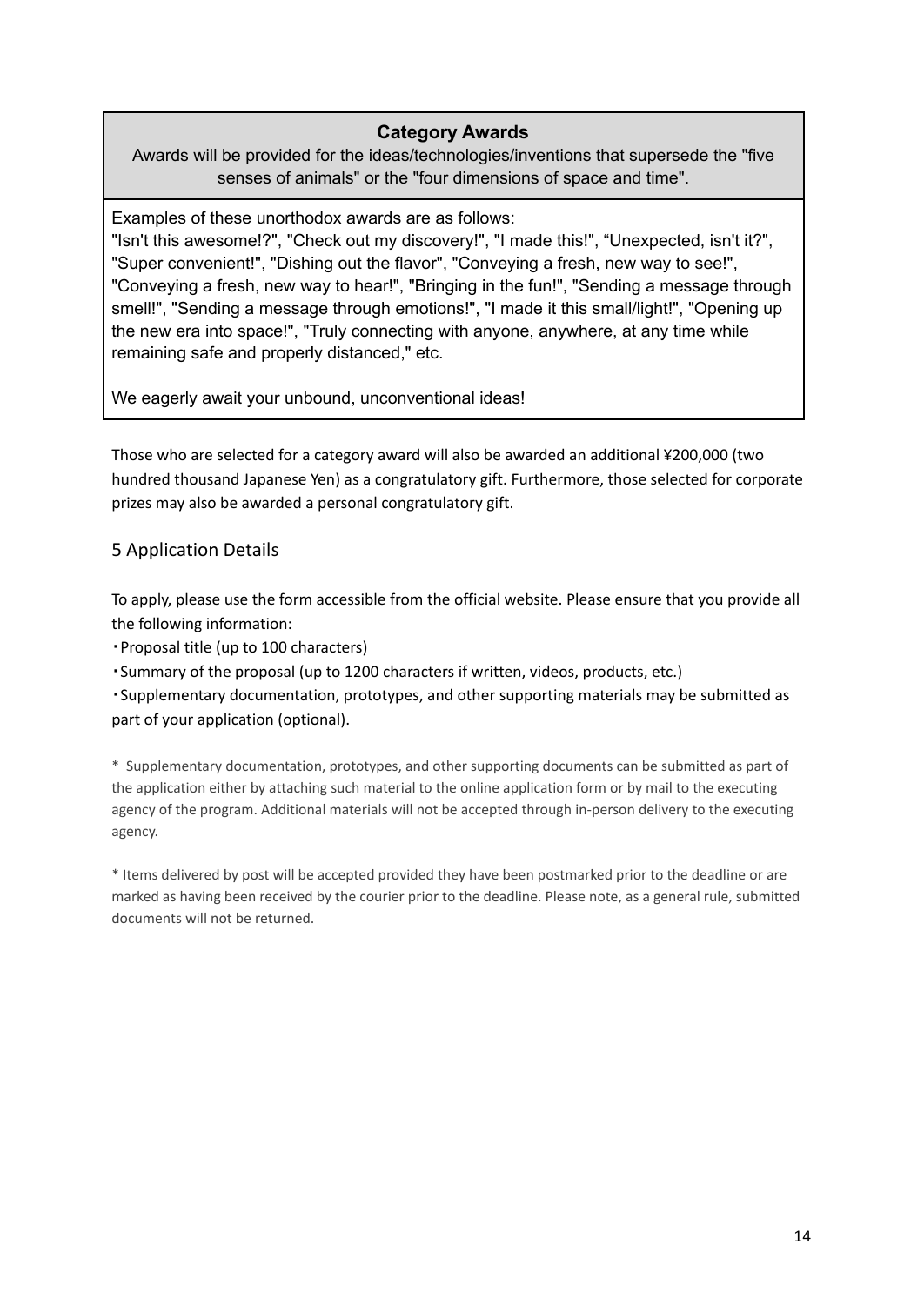**Category Awards**

Awards will be provided for the ideas/technologies/inventions that supersede the "five senses of animals" or the "four dimensions of space and time".

Examples of these unorthodox awards are as follows:

"Isn't this awesome!?", "Check out my discovery!", "I made this!", “Unexpected, isn't it?", "Super convenient!", "Dishing out the flavor", "Conveying a fresh, new way to see!", "Conveying a fresh, new way to hear!", "Bringing in the fun!", "Sending a message through smell!", "Sending a message through emotions!", "I made it this small/light!", "Opening up the new era into space!", "Truly connecting with anyone, anywhere, at any time while remaining safe and properly distanced," etc.

We eagerly await your unbound, unconventional ideas!

Those who are selected for a category award will also be awarded an additional ¥200,000 (two hundred thousand Japanese Yen) as a congratulatory gift. Furthermore, those selected for corporate prizes may also be awarded a personal congratulatory gift.

## 5 Application Details

To apply, please use the form accessible from the official website. Please ensure that you provide all the following information:

・Proposal title (up to 100 characters)

・Summary of the proposal (up to 1200 characters if written, videos, products, etc.)

・Supplementary documentation, prototypes, and other supporting materials may be submitted as part of your application (optional).

* Supplementary documentation, prototypes, and other supporting documents can be submitted as part of the application either by attaching such material to the online application form or by mail to the executing agency of the program. Additional materials will not be accepted through in-person delivery to the executing agency.

* Items delivered by post will be accepted provided they have been postmarked prior to the deadline or are marked as having been received by the courier prior to the deadline. Please note, as a general rule, submitted documents will not be returned.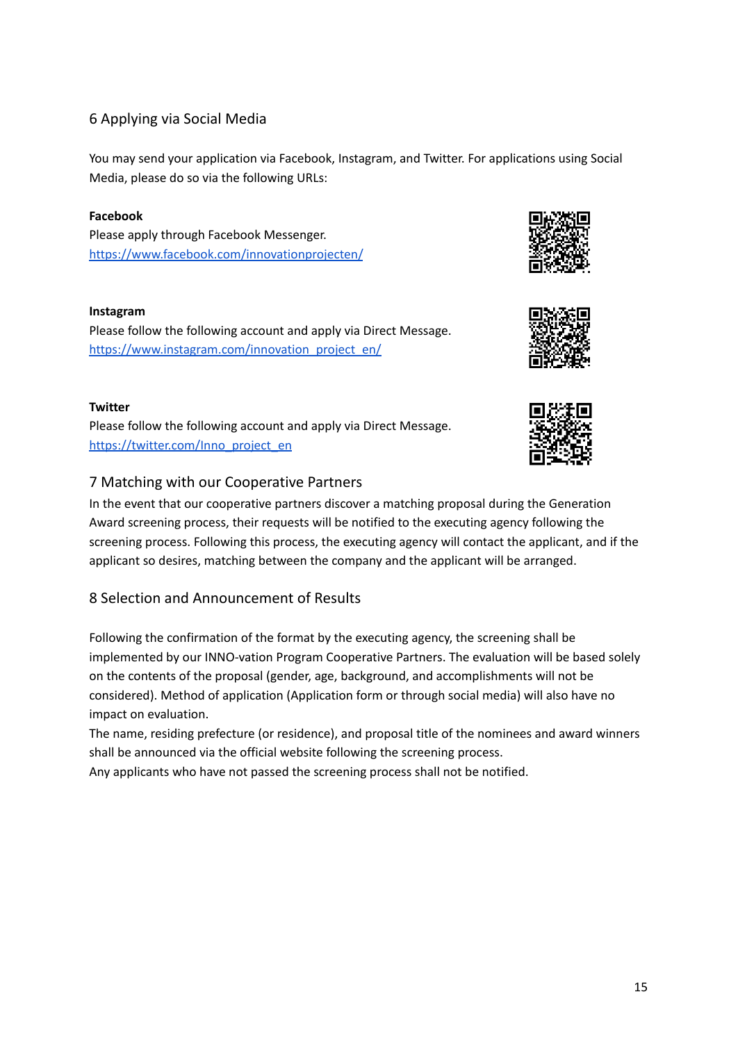## 6 Applying via Social Media

You may send your application via Facebook, Instagram, and Twitter. For applications using Social Media, please do so via the following URLs:

**Facebook**
Please apply through Facebook Messenger.
https://www.facebook.com/innovationprojecten/

**Instagram**
Please follow the following account and apply via Direct Message.
https://www.instagram.com/innovation_project_en/

**Twitter**
Please follow the following account and apply via Direct Message.
https://twitter.com/Inno_project_en

## 7 Matching with our Cooperative Partners

In the event that our cooperative partners discover a matching proposal during the Generation Award screening process, their requests will be notified to the executing agency following the screening process. Following this process, the executing agency will contact the applicant, and if the applicant so desires, matching between the company and the applicant will be arranged.

## 8 Selection and Announcement of Results

Following the confirmation of the format by the executing agency, the screening shall be implemented by our INNO-vation Program Cooperative Partners. The evaluation will be based solely on the contents of the proposal (gender, age, background, and accomplishments will not be considered). Method of application (Application form or through social media) will also have no impact on evaluation.

The name, residing prefecture (or residence), and proposal title of the nominees and award winners shall be announced via the official website following the screening process.

Any applicants who have not passed the screening process shall not be notified.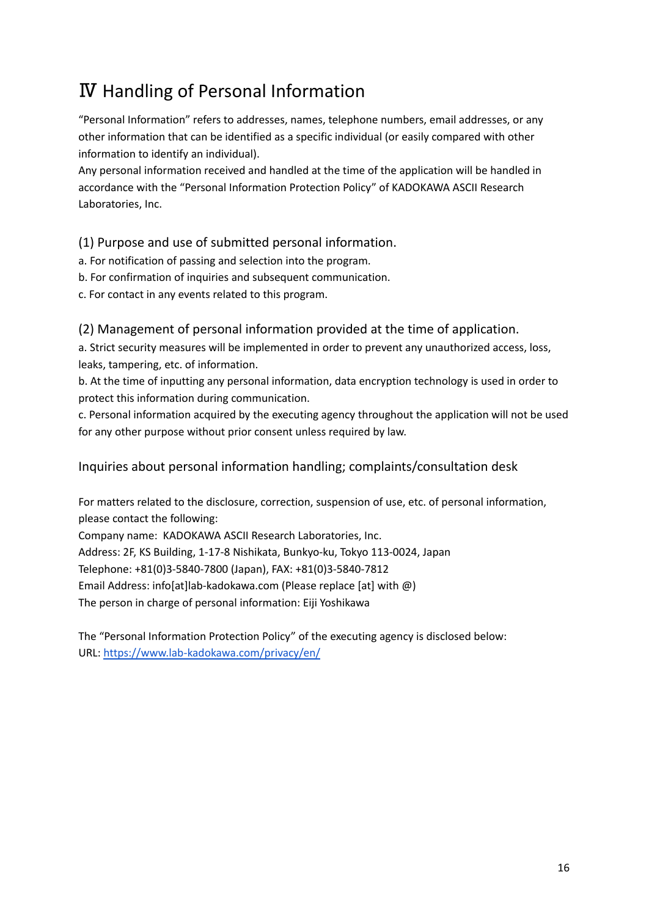# Ⅳ Handling of Personal Information

"Personal Information" refers to addresses, names, telephone numbers, email addresses, or any other information that can be identified as a specific individual (or easily compared with other information to identify an individual).

Any personal information received and handled at the time of the application will be handled in accordance with the "Personal Information Protection Policy" of KADOKAWA ASCII Research Laboratories, Inc.

### (1) Purpose and use of submitted personal information.

a. For notification of passing and selection into the program.

b. For confirmation of inquiries and subsequent communication.

c. For contact in any events related to this program.

### (2) Management of personal information provided at the time of application.

a. Strict security measures will be implemented in order to prevent any unauthorized access, loss, leaks, tampering, etc. of information.

b. At the time of inputting any personal information, data encryption technology is used in order to protect this information during communication.

c. Personal information acquired by the executing agency throughout the application will not be used for any other purpose without prior consent unless required by law.

### Inquiries about personal information handling; complaints/consultation desk

For matters related to the disclosure, correction, suspension of use, etc. of personal information, please contact the following:

Company name: KADOKAWA ASCII Research Laboratories, Inc.

Address: 2F, KS Building, 1-17-8 Nishikata, Bunkyo-ku, Tokyo 113-0024, Japan

Telephone: +81(0)3-5840-7800 (Japan), FAX: +81(0)3-5840-7812

Email Address: info[at]lab-kadokawa.com (Please replace [at] with @)

The person in charge of personal information: Eiji Yoshikawa

The "Personal Information Protection Policy" of the executing agency is disclosed below:

URL: https://www.lab-kadokawa.com/privacy/en/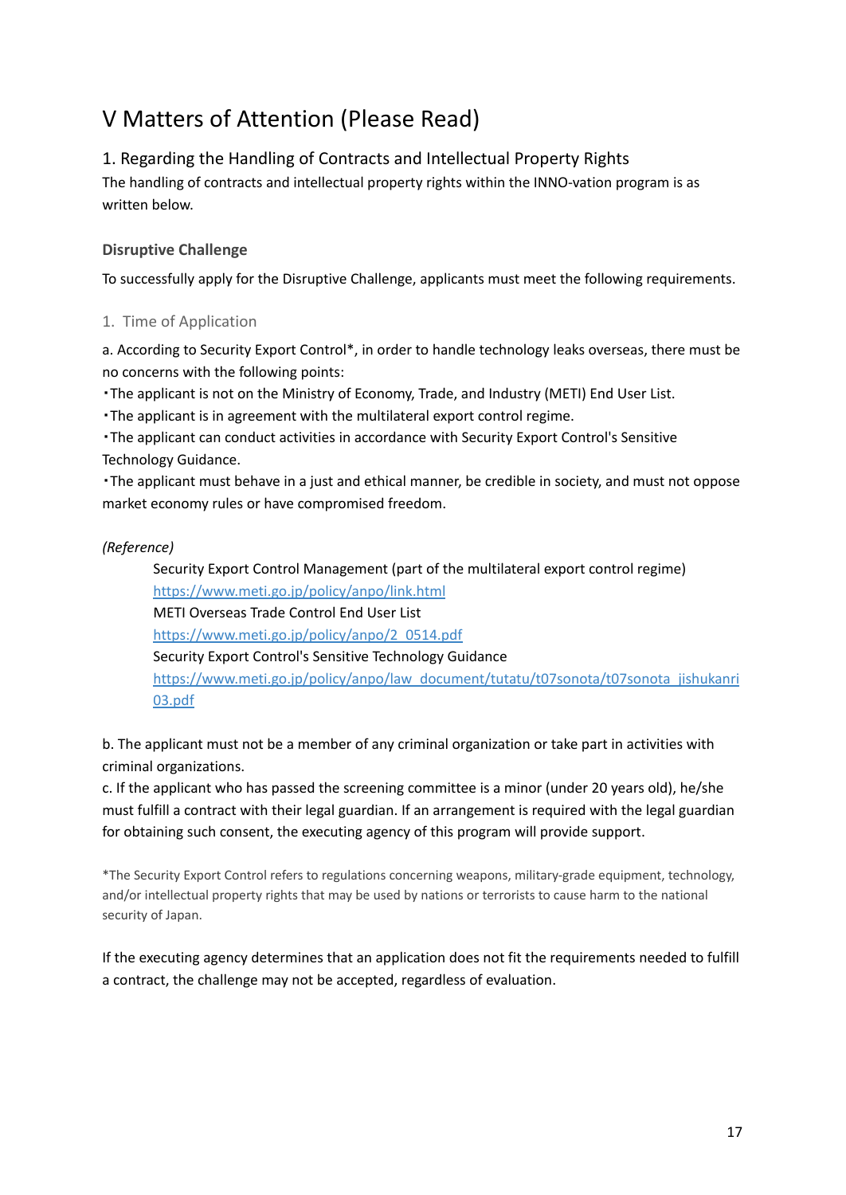# V Matters of Attention (Please Read)

## 1. Regarding the Handling of Contracts and Intellectual Property Rights

The handling of contracts and intellectual property rights within the INNO-vation program is as written below.

### Disruptive Challenge

To successfully apply for the Disruptive Challenge, applicants must meet the following requirements.

#### 1. Time of Application

a. According to Security Export Control*, in order to handle technology leaks overseas, there must be no concerns with the following points:

・The applicant is not on the Ministry of Economy, Trade, and Industry (METI) End User List.

・The applicant is in agreement with the multilateral export control regime.

・The applicant can conduct activities in accordance with Security Export Control's Sensitive Technology Guidance.

・The applicant must behave in a just and ethical manner, be credible in society, and must not oppose market economy rules or have compromised freedom.

*(Reference)*

Security Export Control Management (part of the multilateral export control regime)
https://www.meti.go.jp/policy/anpo/link.html
METI Overseas Trade Control End User List
https://www.meti.go.jp/policy/anpo/2_0514.pdf
Security Export Control's Sensitive Technology Guidance
https://www.meti.go.jp/policy/anpo/law_document/tutatu/t07sonota/t07sonota_jishukanri03.pdf

b. The applicant must not be a member of any criminal organization or take part in activities with criminal organizations.

c. If the applicant who has passed the screening committee is a minor (under 20 years old), he/she must fulfill a contract with their legal guardian. If an arrangement is required with the legal guardian for obtaining such consent, the executing agency of this program will provide support.

*The Security Export Control refers to regulations concerning weapons, military-grade equipment, technology, and/or intellectual property rights that may be used by nations or terrorists to cause harm to the national security of Japan.

If the executing agency determines that an application does not fit the requirements needed to fulfill a contract, the challenge may not be accepted, regardless of evaluation.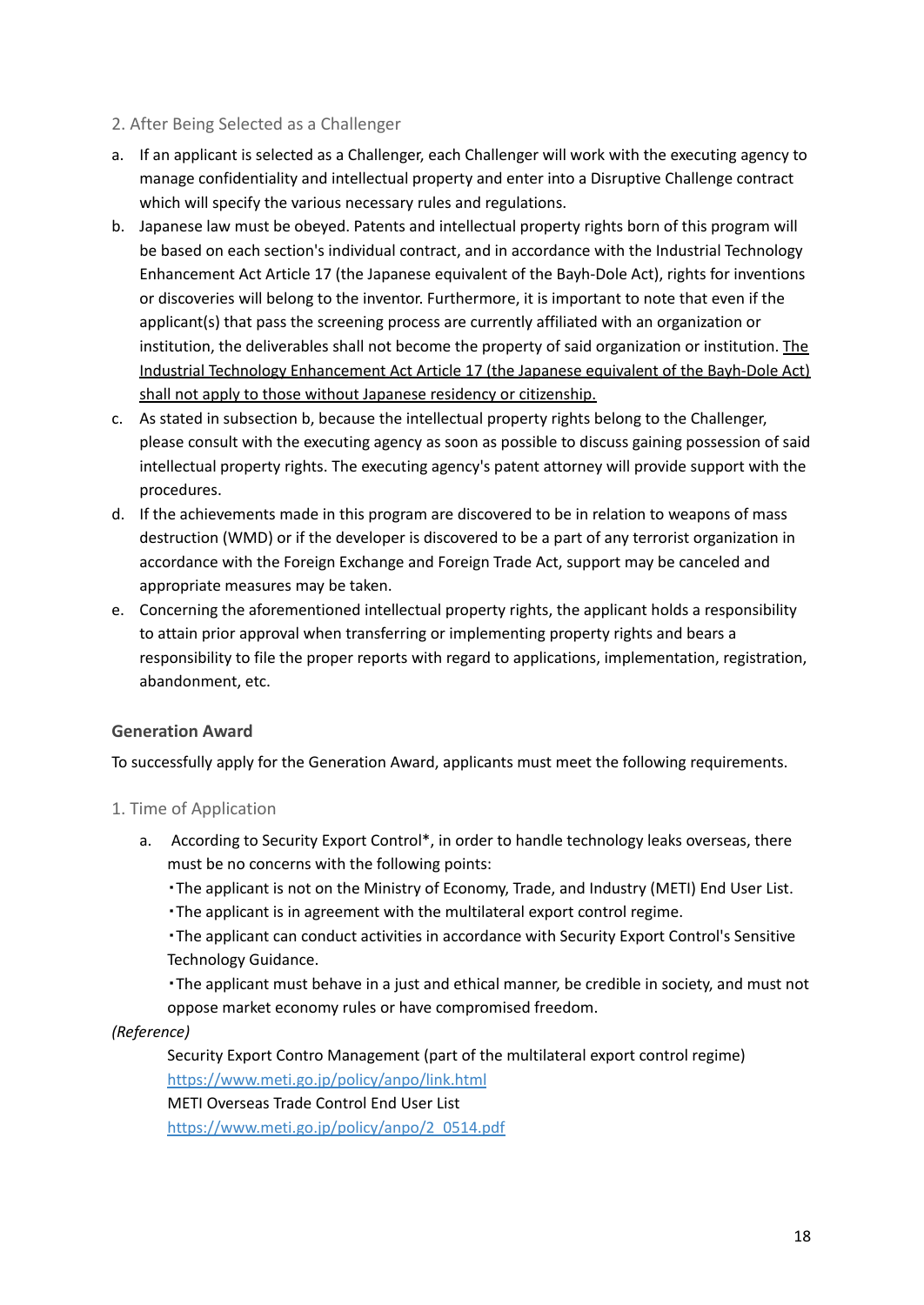### 2. After Being Selected as a Challenger

a. If an applicant is selected as a Challenger, each Challenger will work with the executing agency to manage confidentiality and intellectual property and enter into a Disruptive Challenge contract which will specify the various necessary rules and regulations.

b. Japanese law must be obeyed. Patents and intellectual property rights born of this program will be based on each section's individual contract, and in accordance with the Industrial Technology Enhancement Act Article 17 (the Japanese equivalent of the Bayh-Dole Act), rights for inventions or discoveries will belong to the inventor. Furthermore, it is important to note that even if the applicant(s) that pass the screening process are currently affiliated with an organization or institution, the deliverables shall not become the property of said organization or institution. <u>The Industrial Technology Enhancement Act Article 17 (the Japanese equivalent of the Bayh-Dole Act) shall not apply to those without Japanese residency or citizenship.</u>

c. As stated in subsection b, because the intellectual property rights belong to the Challenger, please consult with the executing agency as soon as possible to discuss gaining possession of said intellectual property rights. The executing agency's patent attorney will provide support with the procedures.

d. If the achievements made in this program are discovered to be in relation to weapons of mass destruction (WMD) or if the developer is discovered to be a part of any terrorist organization in accordance with the Foreign Exchange and Foreign Trade Act, support may be canceled and appropriate measures may be taken.

e. Concerning the aforementioned intellectual property rights, the applicant holds a responsibility to attain prior approval when transferring or implementing property rights and bears a responsibility to file the proper reports with regard to applications, implementation, registration, abandonment, etc.

## Generation Award

To successfully apply for the Generation Award, applicants must meet the following requirements.

### 1. Time of Application

a. According to Security Export Control*, in order to handle technology leaks overseas, there must be no concerns with the following points:

・The applicant is not on the Ministry of Economy, Trade, and Industry (METI) End User List.

・The applicant is in agreement with the multilateral export control regime.

・The applicant can conduct activities in accordance with Security Export Control's Sensitive Technology Guidance.

・The applicant must behave in a just and ethical manner, be credible in society, and must not oppose market economy rules or have compromised freedom.

*(Reference)*

Security Export Contro Management (part of the multilateral export control regime)
https://www.meti.go.jp/policy/anpo/link.html

METI Overseas Trade Control End User List
https://www.meti.go.jp/policy/anpo/2_0514.pdf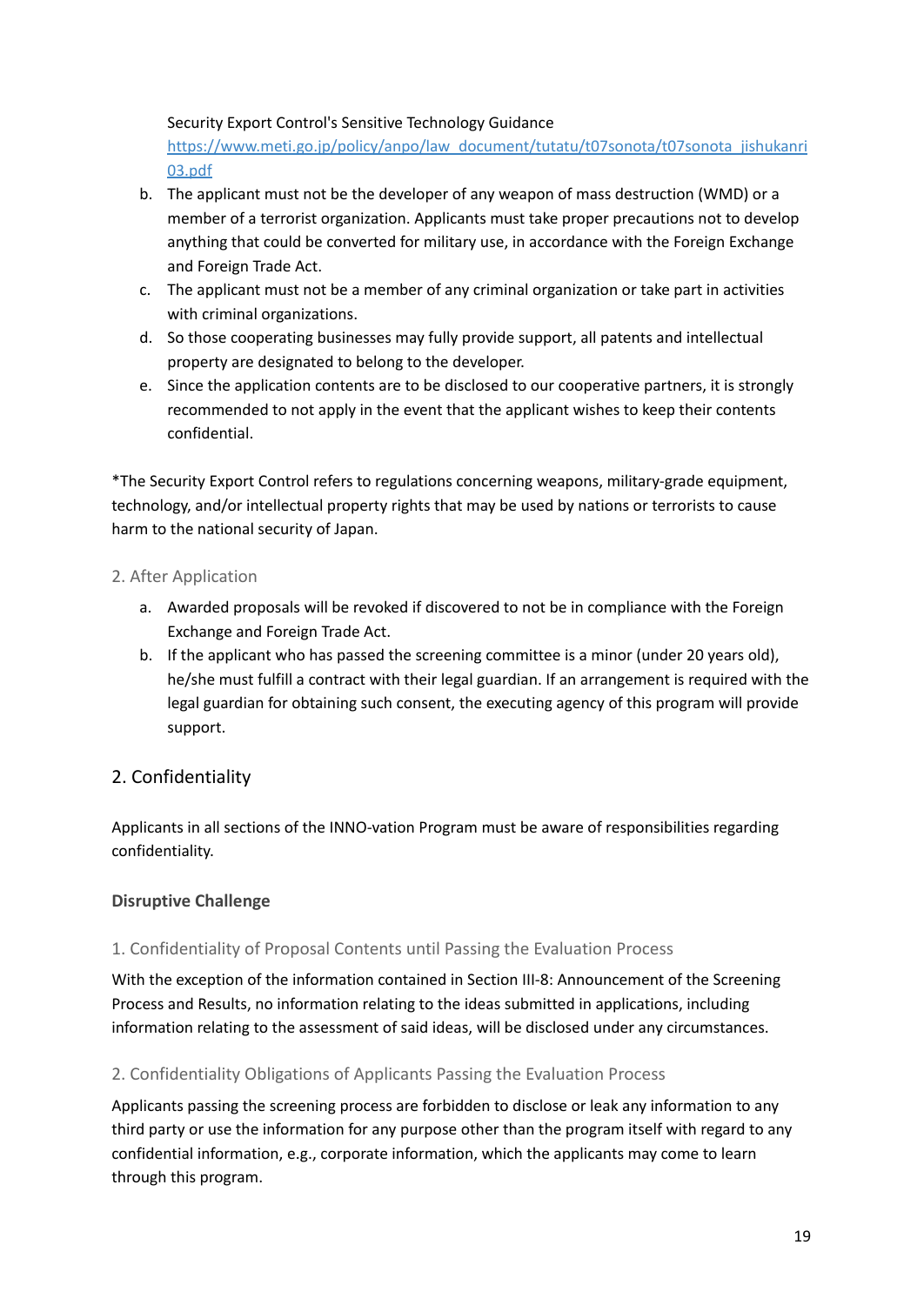Security Export Control's Sensitive Technology Guidance
https://www.meti.go.jp/policy/anpo/law_document/tutatu/t07sonota/t07sonota_jishukanri03.pdf

b. The applicant must not be the developer of any weapon of mass destruction (WMD) or a member of a terrorist organization. Applicants must take proper precautions not to develop anything that could be converted for military use, in accordance with the Foreign Exchange and Foreign Trade Act.
c. The applicant must not be a member of any criminal organization or take part in activities with criminal organizations.
d. So those cooperating businesses may fully provide support, all patents and intellectual property are designated to belong to the developer.
e. Since the application contents are to be disclosed to our cooperative partners, it is strongly recommended to not apply in the event that the applicant wishes to keep their contents confidential.

*The Security Export Control refers to regulations concerning weapons, military-grade equipment, technology, and/or intellectual property rights that may be used by nations or terrorists to cause harm to the national security of Japan.

### 2. After Application

a. Awarded proposals will be revoked if discovered to not be in compliance with the Foreign Exchange and Foreign Trade Act.
b. If the applicant who has passed the screening committee is a minor (under 20 years old), he/she must fulfill a contract with their legal guardian. If an arrangement is required with the legal guardian for obtaining such consent, the executing agency of this program will provide support.

## 2. Confidentiality

Applicants in all sections of the INNO-vation Program must be aware of responsibilities regarding confidentiality.

**Disruptive Challenge**

### 1. Confidentiality of Proposal Contents until Passing the Evaluation Process

With the exception of the information contained in Section III-8: Announcement of the Screening Process and Results, no information relating to the ideas submitted in applications, including information relating to the assessment of said ideas, will be disclosed under any circumstances.

### 2. Confidentiality Obligations of Applicants Passing the Evaluation Process

Applicants passing the screening process are forbidden to disclose or leak any information to any third party or use the information for any purpose other than the program itself with regard to any confidential information, e.g., corporate information, which the applicants may come to learn through this program.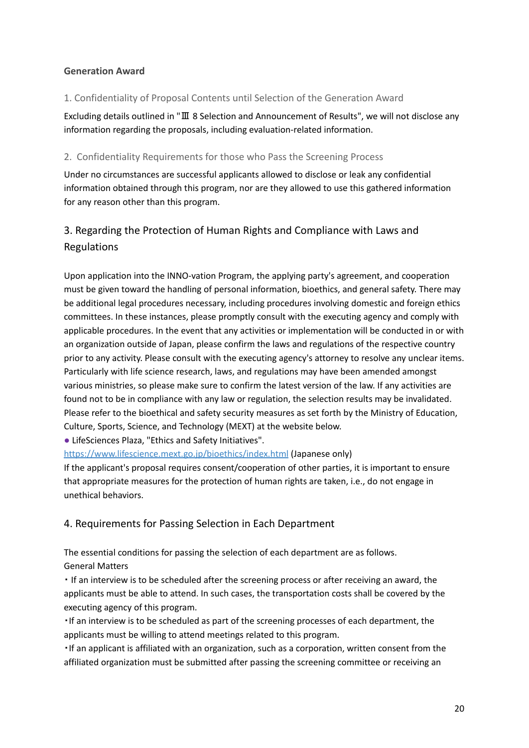**Generation Award**

### 1. Confidentiality of Proposal Contents until Selection of the Generation Award

Excluding details outlined in "Ⅲ 8 Selection and Announcement of Results", we will not disclose any information regarding the proposals, including evaluation-related information.

### 2. Confidentiality Requirements for those who Pass the Screening Process

Under no circumstances are successful applicants allowed to disclose or leak any confidential information obtained through this program, nor are they allowed to use this gathered information for any reason other than this program.

## 3. Regarding the Protection of Human Rights and Compliance with Laws and Regulations

Upon application into the INNO-vation Program, the applying party's agreement, and cooperation must be given toward the handling of personal information, bioethics, and general safety. There may be additional legal procedures necessary, including procedures involving domestic and foreign ethics committees. In these instances, please promptly consult with the executing agency and comply with applicable procedures. In the event that any activities or implementation will be conducted in or with an organization outside of Japan, please confirm the laws and regulations of the respective country prior to any activity. Please consult with the executing agency's attorney to resolve any unclear items. Particularly with life science research, laws, and regulations may have been amended amongst various ministries, so please make sure to confirm the latest version of the law. If any activities are found not to be in compliance with any law or regulation, the selection results may be invalidated. Please refer to the bioethical and safety security measures as set forth by the Ministry of Education, Culture, Sports, Science, and Technology (MEXT) at the website below.

● LifeSciences Plaza, "Ethics and Safety Initiatives".

https://www.lifescience.mext.go.jp/bioethics/index.html (Japanese only)

If the applicant's proposal requires consent/cooperation of other parties, it is important to ensure that appropriate measures for the protection of human rights are taken, i.e., do not engage in unethical behaviors.

## 4. Requirements for Passing Selection in Each Department

The essential conditions for passing the selection of each department are as follows.

General Matters

・If an interview is to be scheduled after the screening process or after receiving an award, the applicants must be able to attend. In such cases, the transportation costs shall be covered by the executing agency of this program.

・If an interview is to be scheduled as part of the screening processes of each department, the applicants must be willing to attend meetings related to this program.

・If an applicant is affiliated with an organization, such as a corporation, written consent from the affiliated organization must be submitted after passing the screening committee or receiving an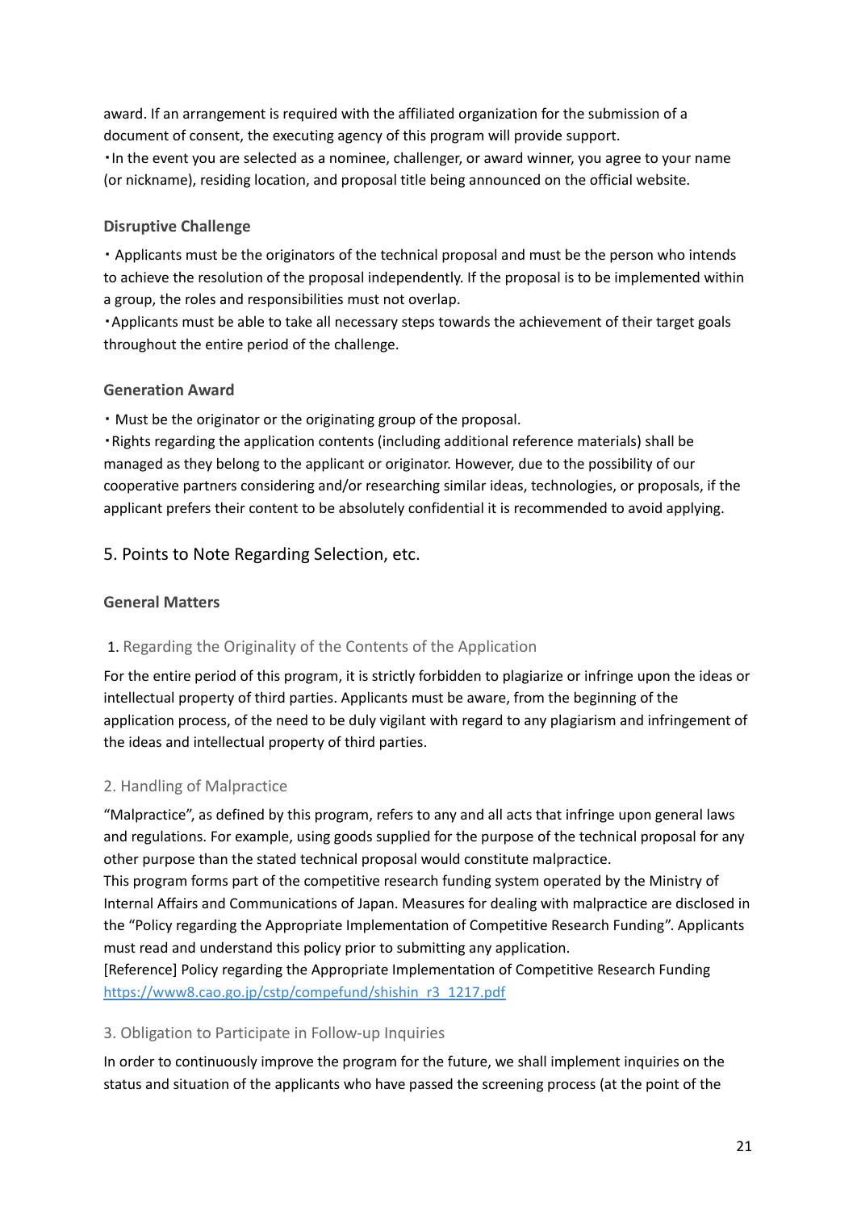award. If an arrangement is required with the affiliated organization for the submission of a document of consent, the executing agency of this program will provide support.

・In the event you are selected as a nominee, challenger, or award winner, you agree to your name (or nickname), residing location, and proposal title being announced on the official website.

### Disruptive Challenge

・Applicants must be the originators of the technical proposal and must be the person who intends to achieve the resolution of the proposal independently. If the proposal is to be implemented within a group, the roles and responsibilities must not overlap.

・Applicants must be able to take all necessary steps towards the achievement of their target goals throughout the entire period of the challenge.

### Generation Award

・Must be the originator or the originating group of the proposal.

・Rights regarding the application contents (including additional reference materials) shall be managed as they belong to the applicant or originator. However, due to the possibility of our cooperative partners considering and/or researching similar ideas, technologies, or proposals, if the applicant prefers their content to be absolutely confidential it is recommended to avoid applying.

## 5. Points to Note Regarding Selection, etc.

### General Matters

#### 1. Regarding the Originality of the Contents of the Application

For the entire period of this program, it is strictly forbidden to plagiarize or infringe upon the ideas or intellectual property of third parties. Applicants must be aware, from the beginning of the application process, of the need to be duly vigilant with regard to any plagiarism and infringement of the ideas and intellectual property of third parties.

#### 2. Handling of Malpractice

"Malpractice", as defined by this program, refers to any and all acts that infringe upon general laws and regulations. For example, using goods supplied for the purpose of the technical proposal for any other purpose than the stated technical proposal would constitute malpractice.

This program forms part of the competitive research funding system operated by the Ministry of Internal Affairs and Communications of Japan. Measures for dealing with malpractice are disclosed in the "Policy regarding the Appropriate Implementation of Competitive Research Funding". Applicants must read and understand this policy prior to submitting any application.

[Reference] Policy regarding the Appropriate Implementation of Competitive Research Funding
https://www8.cao.go.jp/cstp/compefund/shishin_r3_1217.pdf

#### 3. Obligation to Participate in Follow-up Inquiries

In order to continuously improve the program for the future, we shall implement inquiries on the status and situation of the applicants who have passed the screening process (at the point of the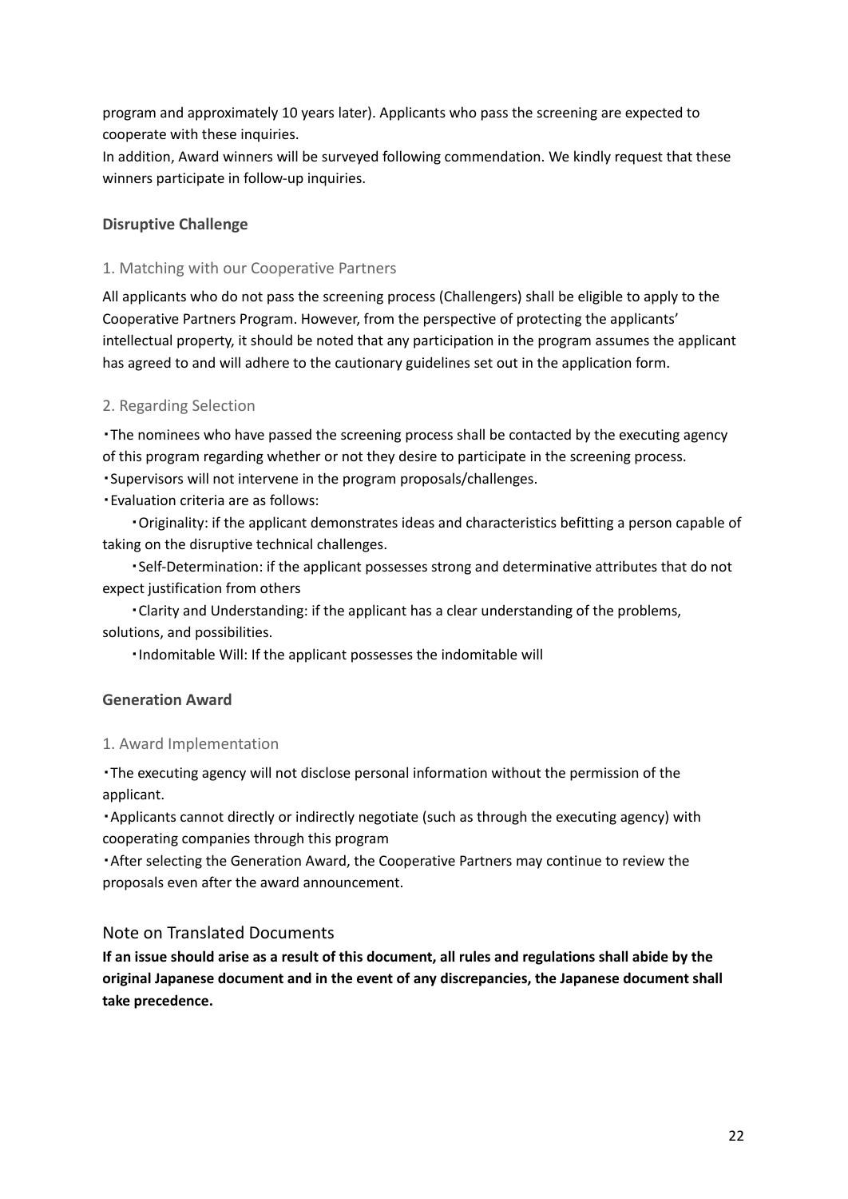program and approximately 10 years later). Applicants who pass the screening are expected to cooperate with these inquiries.
In addition, Award winners will be surveyed following commendation. We kindly request that these winners participate in follow-up inquiries.

### Disruptive Challenge

#### 1. Matching with our Cooperative Partners

All applicants who do not pass the screening process (Challengers) shall be eligible to apply to the Cooperative Partners Program. However, from the perspective of protecting the applicants' intellectual property, it should be noted that any participation in the program assumes the applicant has agreed to and will adhere to the cautionary guidelines set out in the application form.

#### 2. Regarding Selection

・The nominees who have passed the screening process shall be contacted by the executing agency of this program regarding whether or not they desire to participate in the screening process.
・Supervisors will not intervene in the program proposals/challenges.
・Evaluation criteria are as follows:

　・Originality: if the applicant demonstrates ideas and characteristics befitting a person capable of taking on the disruptive technical challenges.

　・Self-Determination: if the applicant possesses strong and determinative attributes that do not expect justification from others

　・Clarity and Understanding: if the applicant has a clear understanding of the problems, solutions, and possibilities.

　・Indomitable Will: If the applicant possesses the indomitable will

### Generation Award

#### 1. Award Implementation

・The executing agency will not disclose personal information without the permission of the applicant.
・Applicants cannot directly or indirectly negotiate (such as through the executing agency) with cooperating companies through this program
・After selecting the Generation Award, the Cooperative Partners may continue to review the proposals even after the award announcement.

## Note on Translated Documents

**If an issue should arise as a result of this document, all rules and regulations shall abide by the original Japanese document and in the event of any discrepancies, the Japanese document shall take precedence.**